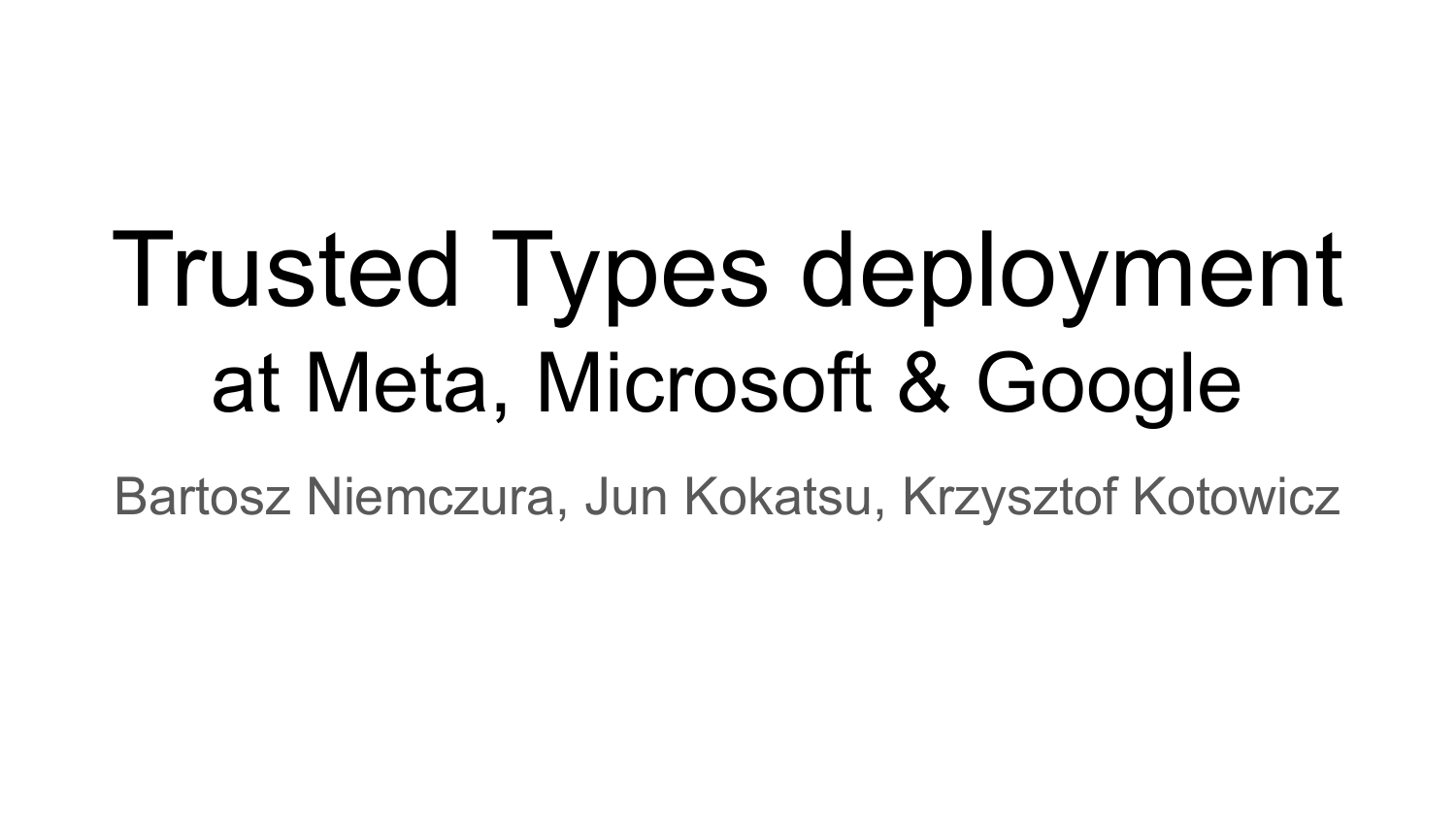# Trusted Types deployment

## at Meta, Microsoft & Google

Bartosz Niemczura, Jun Kokatsu, Krzysztof Kotowicz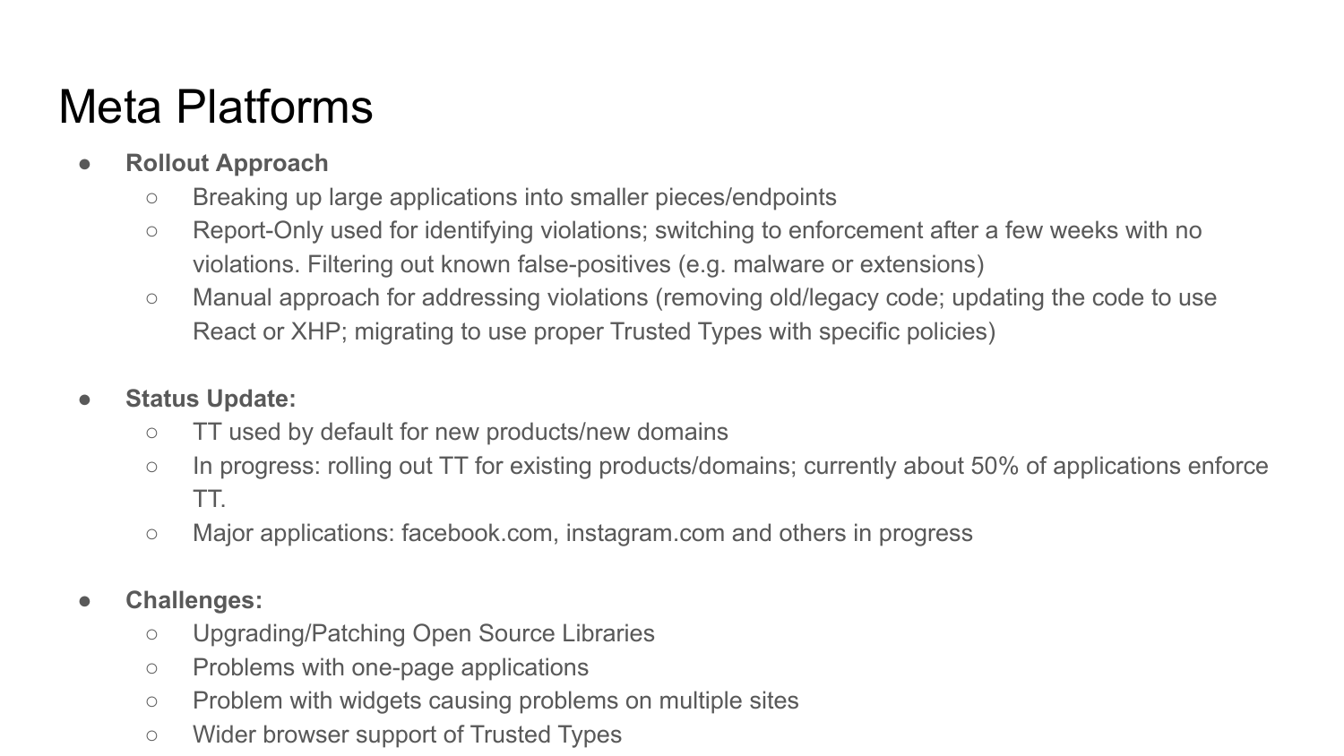# Meta Platforms

- **Rollout Approach**
  - Breaking up large applications into smaller pieces/endpoints
  - Report-Only used for identifying violations; switching to enforcement after a few weeks with no violations. Filtering out known false-positives (e.g. malware or extensions)
  - Manual approach for addressing violations (removing old/legacy code; updating the code to use React or XHP; migrating to use proper Trusted Types with specific policies)

- **Status Update:**
  - TT used by default for new products/new domains
  - In progress: rolling out TT for existing products/domains; currently about 50% of applications enforce TT.
  - Major applications: facebook.com, instagram.com and others in progress

- **Challenges:**
  - Upgrading/Patching Open Source Libraries
  - Problems with one-page applications
  - Problem with widgets causing problems on multiple sites
  - Wider browser support of Trusted Types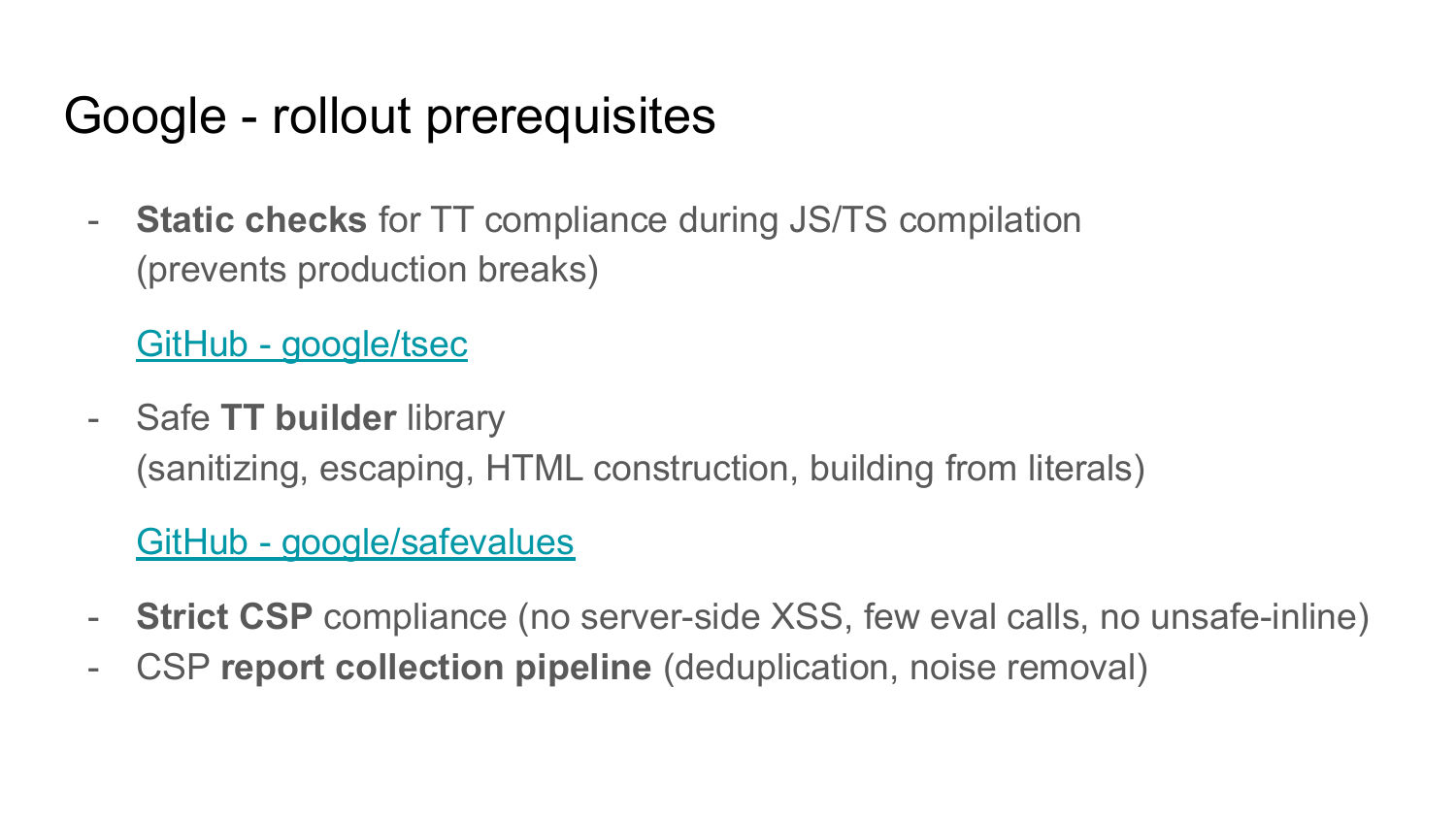# Google - rollout prerequisites

- **Static checks** for TT compliance during JS/TS compilation (prevents production breaks)

  GitHub - google/tsec

- Safe **TT builder** library (sanitizing, escaping, HTML construction, building from literals)

  GitHub - google/safevalues

- **Strict CSP** compliance (no server-side XSS, few eval calls, no unsafe-inline)
- CSP **report collection pipeline** (deduplication, noise removal)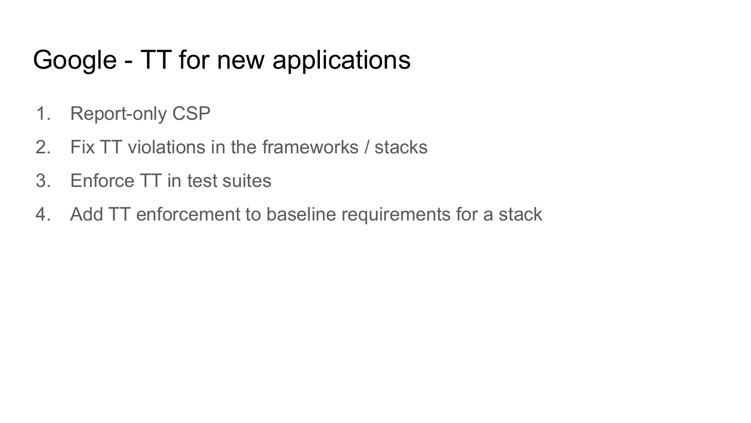# Google - TT for new applications

1. Report-only CSP
2. Fix TT violations in the frameworks / stacks
3. Enforce TT in test suites
4. Add TT enforcement to baseline requirements for a stack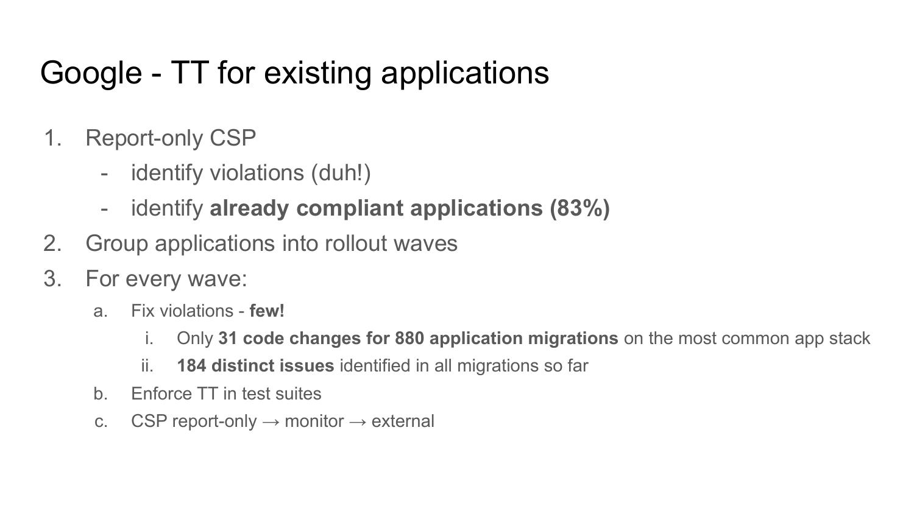# Google - TT for existing applications

1. Report-only CSP
   - identify violations (duh!)
   - identify **already compliant applications (83%)**
2. Group applications into rollout waves
3. For every wave:
   a. Fix violations - **few!**
      i. Only **31 code changes for 880 application migrations** on the most common app stack
      ii. **184 distinct issues** identified in all migrations so far
   b. Enforce TT in test suites
   c. CSP report-only → monitor → external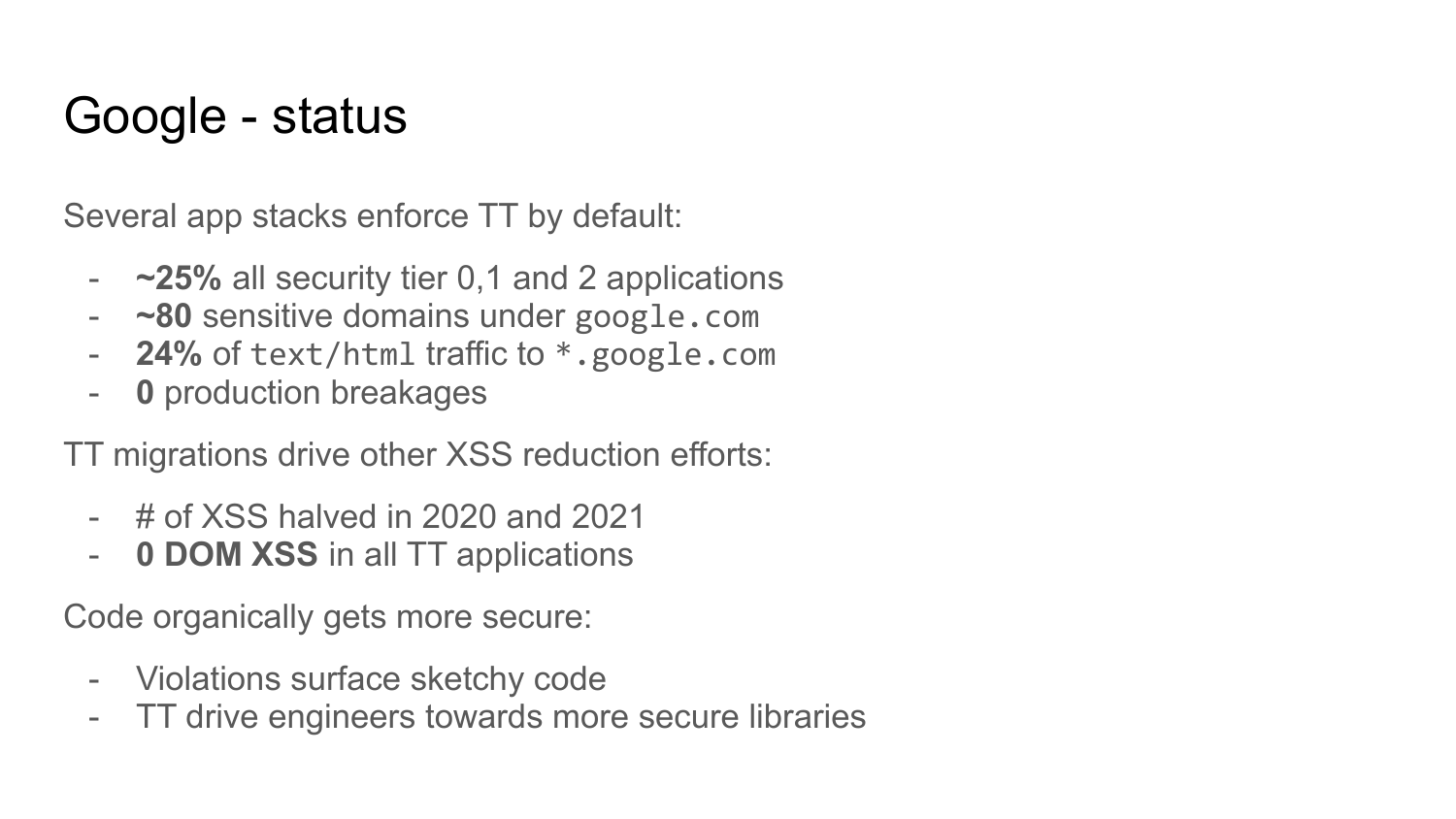# Google - status

Several app stacks enforce TT by default:

- **~25%** all security tier 0,1 and 2 applications
- **~80** sensitive domains under `google.com`
- **24%** of `text/html` traffic to `*.google.com`
- **0** production breakages

TT migrations drive other XSS reduction efforts:

- # of XSS halved in 2020 and 2021
- **0 DOM XSS** in all TT applications

Code organically gets more secure:

- Violations surface sketchy code
- TT drive engineers towards more secure libraries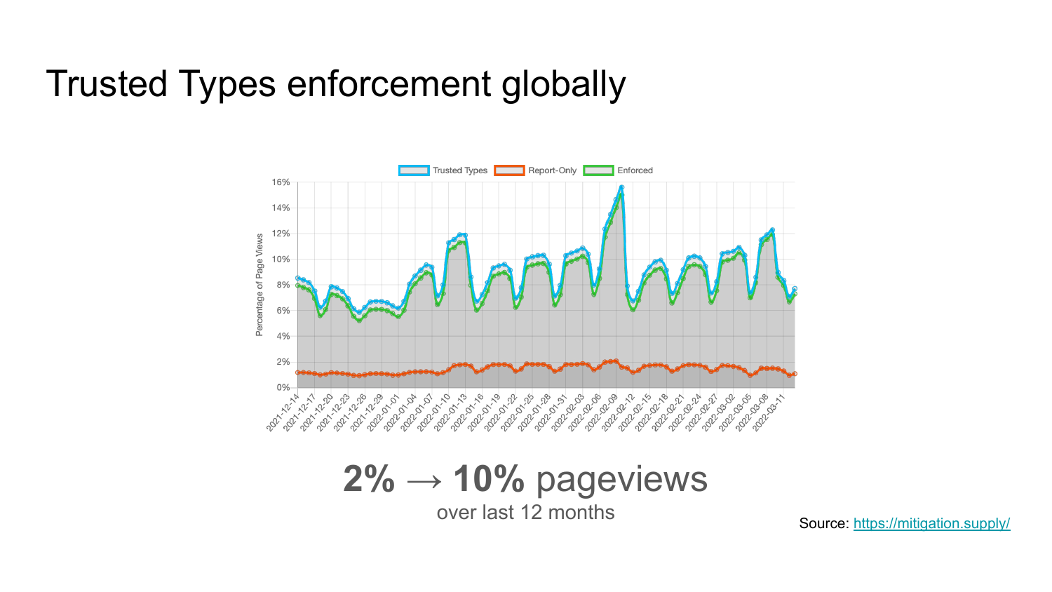# Trusted Types enforcement globally

**2% → 10%** pageviews

over last 12 months

Source: https://mitigation.supply/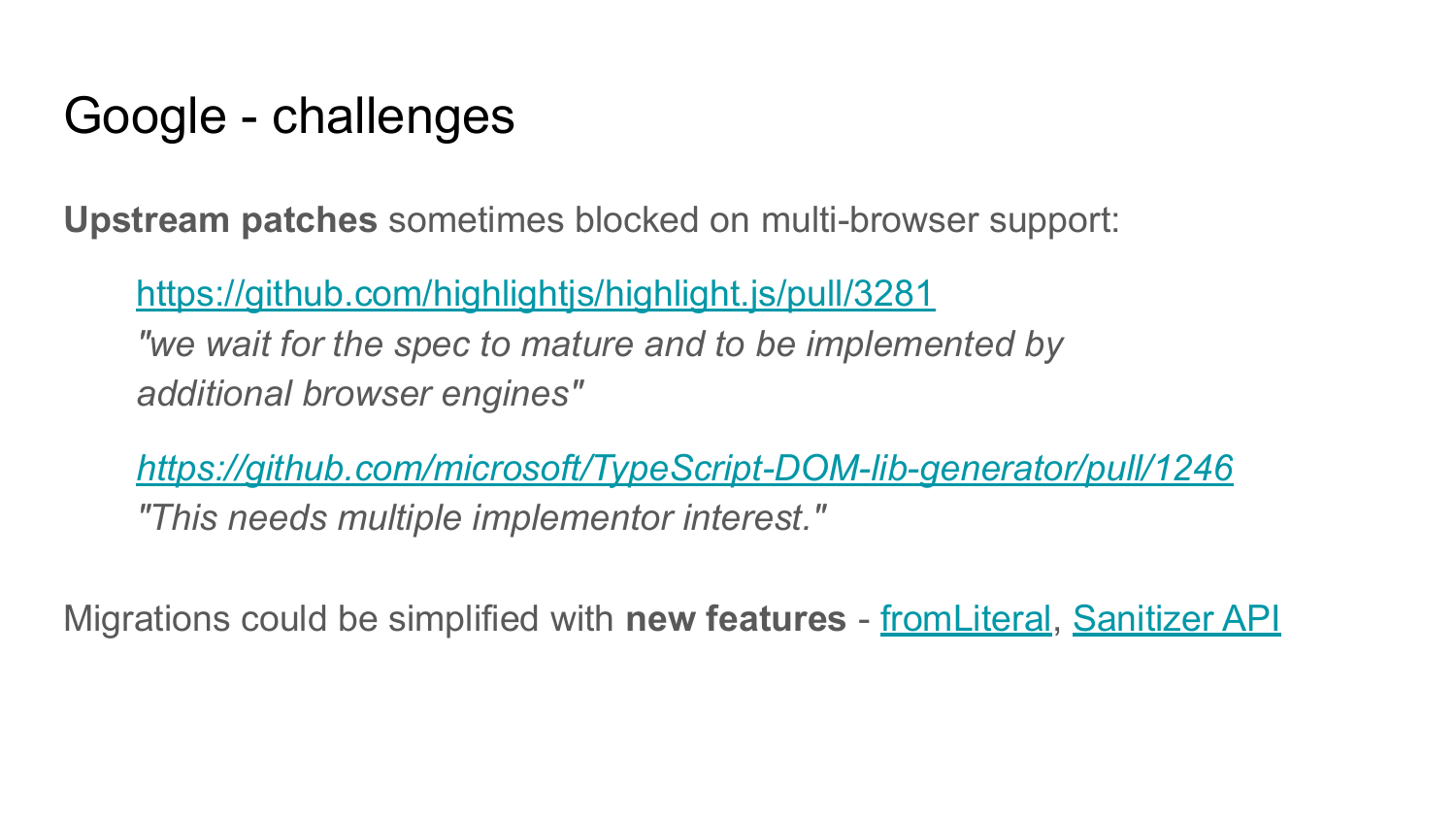# Google - challenges

**Upstream patches** sometimes blocked on multi-browser support:

> https://github.com/highlightjs/highlight.js/pull/3281
> *"we wait for the spec to mature and to be implemented by additional browser engines"*
>
> *https://github.com/microsoft/TypeScript-DOM-lib-generator/pull/1246*
> *"This needs multiple implementor interest."*

Migrations could be simplified with **new features** - fromLiteral, Sanitizer API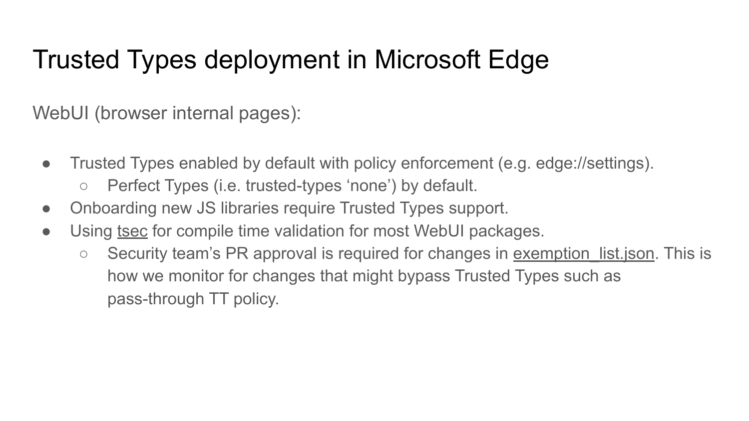# Trusted Types deployment in Microsoft Edge

WebUI (browser internal pages):

- Trusted Types enabled by default with policy enforcement (e.g. edge://settings).
  - Perfect Types (i.e. trusted-types 'none') by default.
- Onboarding new JS libraries require Trusted Types support.
- Using tsec for compile time validation for most WebUI packages.
  - Security team's PR approval is required for changes in exemption_list.json. This is how we monitor for changes that might bypass Trusted Types such as pass-through TT policy.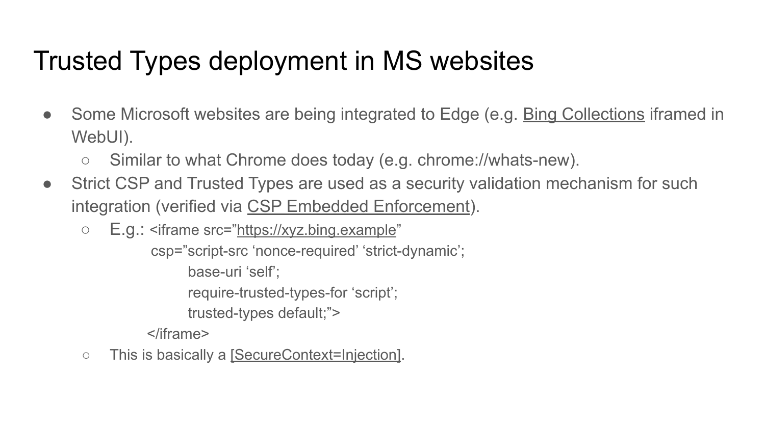# Trusted Types deployment in MS websites

- Some Microsoft websites are being integrated to Edge (e.g. Bing Collections iframed in WebUI).
  - Similar to what Chrome does today (e.g. chrome://whats-new).
- Strict CSP and Trusted Types are used as a security validation mechanism for such integration (verified via CSP Embedded Enforcement).
  - E.g.:
    ```
    <iframe src=”https://xyz.bing.example”
       csp=”script-src ‘nonce-required’ ‘strict-dynamic’;
            base-uri ‘self’;
            require-trusted-types-for ‘script’;
            trusted-types default;”>
    </iframe>
    ```
  - This is basically a [SecureContext=Injection].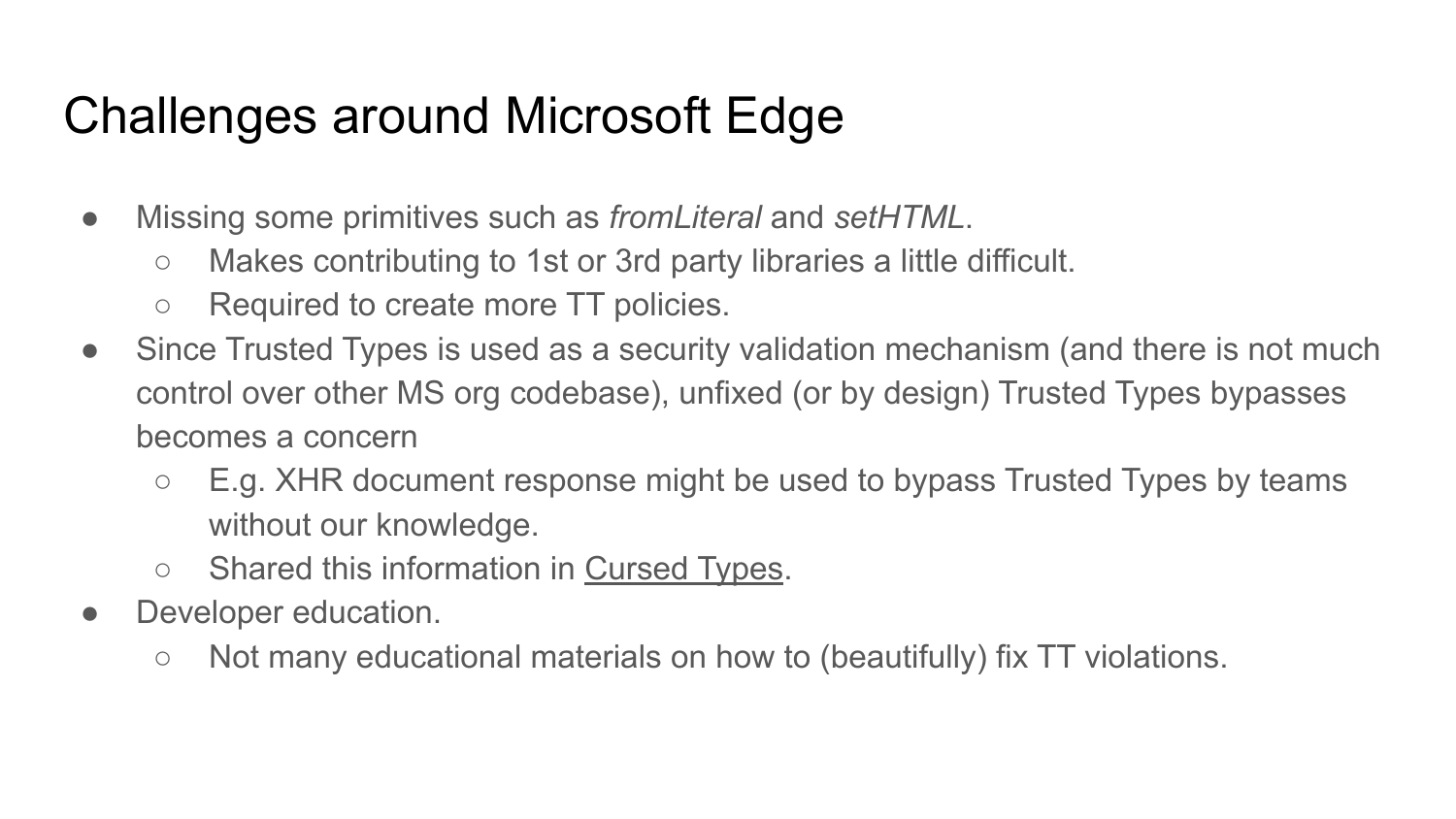# Challenges around Microsoft Edge

- Missing some primitives such as *fromLiteral* and *setHTML*.
  - Makes contributing to 1st or 3rd party libraries a little difficult.
  - Required to create more TT policies.
- Since Trusted Types is used as a security validation mechanism (and there is not much control over other MS org codebase), unfixed (or by design) Trusted Types bypasses becomes a concern
  - E.g. XHR document response might be used to bypass Trusted Types by teams without our knowledge.
  - Shared this information in Cursed Types.
- Developer education.
  - Not many educational materials on how to (beautifully) fix TT violations.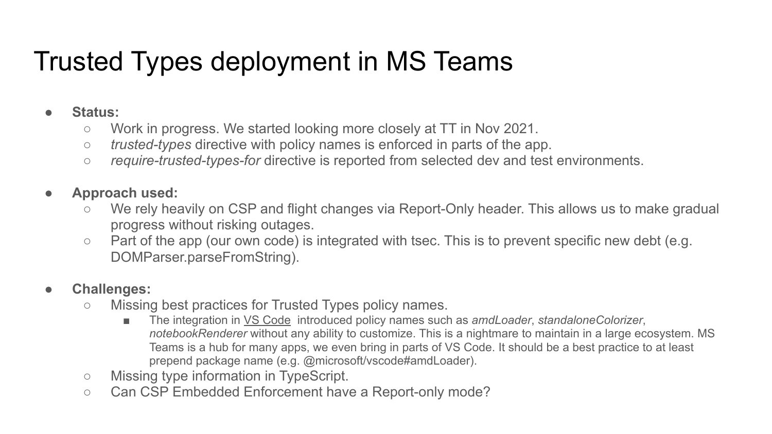# Trusted Types deployment in MS Teams

- **Status:**
  - Work in progress. We started looking more closely at TT in Nov 2021.
  - *trusted-types* directive with policy names is enforced in parts of the app.
  - *require-trusted-types-for* directive is reported from selected dev and test environments.

- **Approach used:**
  - We rely heavily on CSP and flight changes via Report-Only header. This allows us to make gradual progress without risking outages.
  - Part of the app (our own code) is integrated with tsec. This is to prevent specific new debt (e.g. DOMParser.parseFromString).

- **Challenges:**
  - Missing best practices for Trusted Types policy names.
    - The integration in VS Code introduced policy names such as *amdLoader*, *standaloneColorizer*, *notebookRenderer* without any ability to customize. This is a nightmare to maintain in a large ecosystem. MS Teams is a hub for many apps, we even bring in parts of VS Code. It should be a best practice to at least prepend package name (e.g. @microsoft/vscode#amdLoader).
  - Missing type information in TypeScript.
  - Can CSP Embedded Enforcement have a Report-only mode?